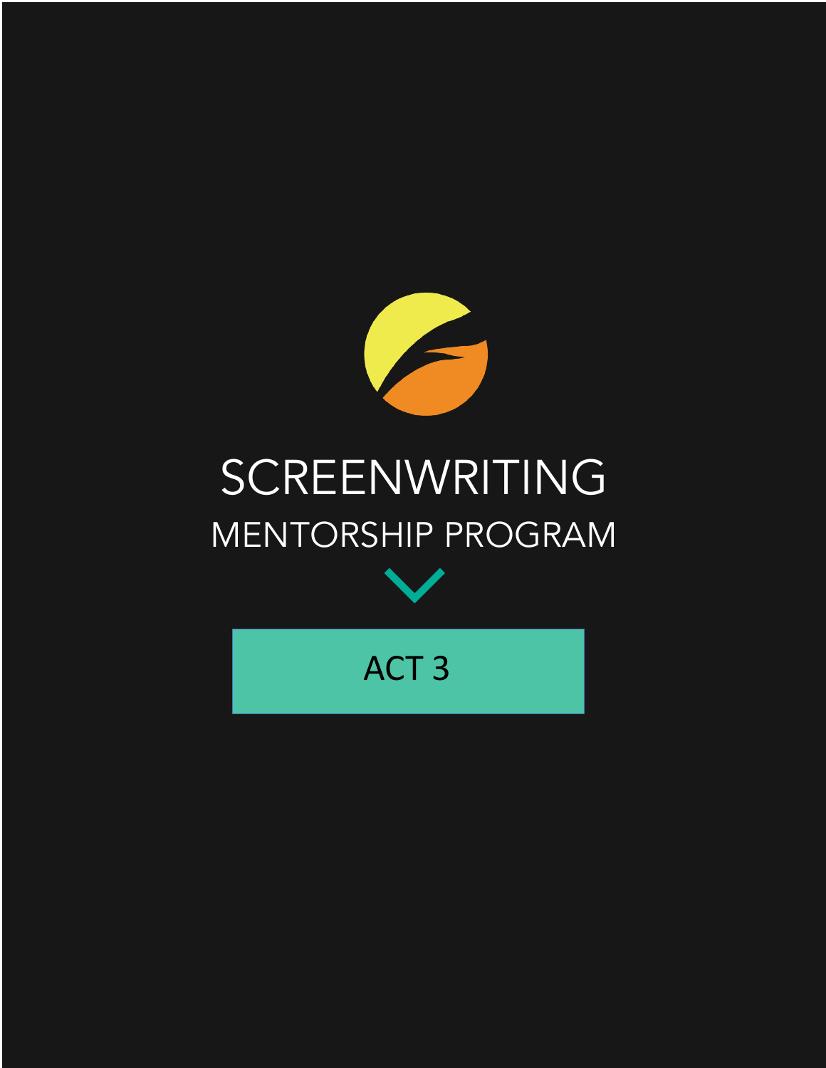# SCREENWRITING

## MENTORSHIP PROGRAM

## ACT 3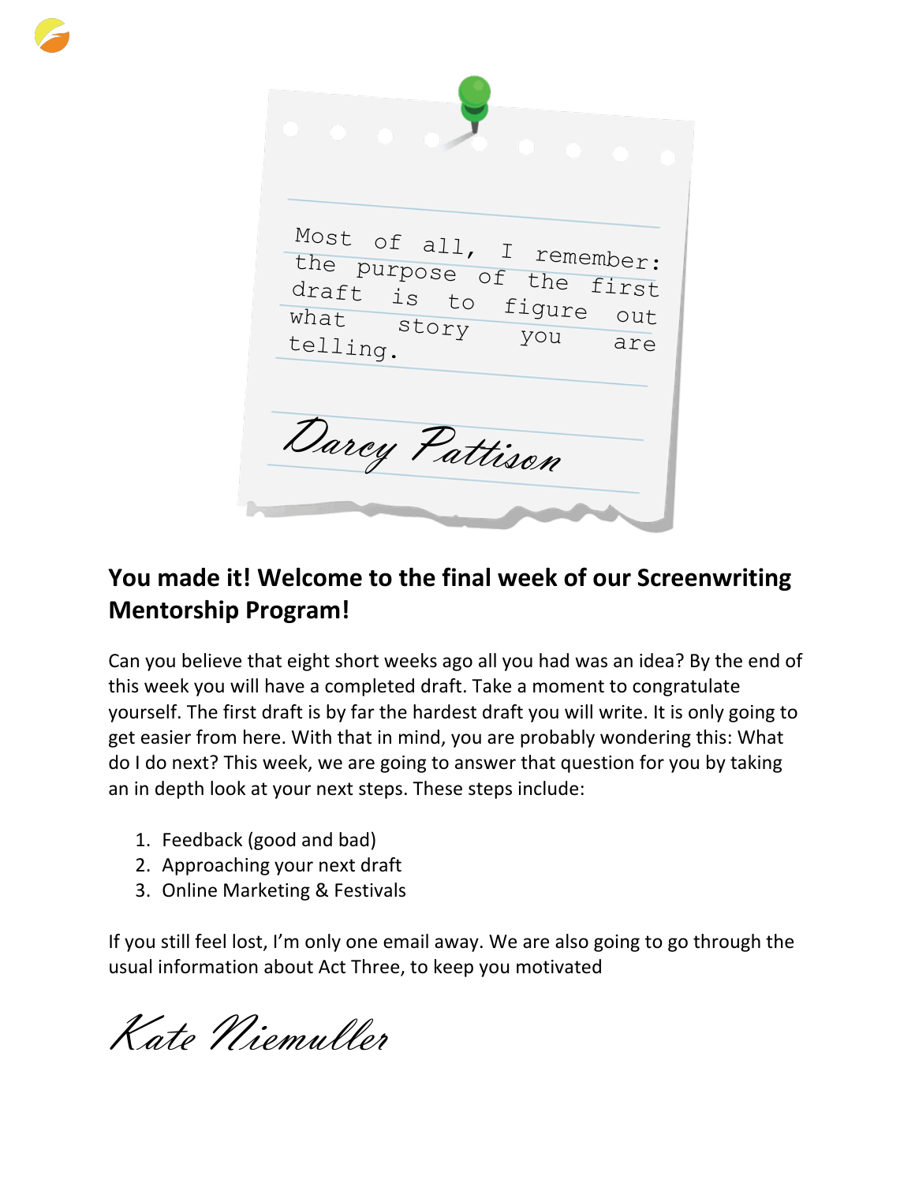Most of all, I remember: the purpose of the first draft is to figure out what story you are telling.

Darcy Pattison

## You made it! Welcome to the final week of our Screenwriting Mentorship Program!

Can you believe that eight short weeks ago all you had was an idea? By the end of this week you will have a completed draft. Take a moment to congratulate yourself. The first draft is by far the hardest draft you will write. It is only going to get easier from here. With that in mind, you are probably wondering this: What do I do next? This week, we are going to answer that question for you by taking an in depth look at your next steps. These steps include:

1. Feedback (good and bad)
2. Approaching your next draft
3. Online Marketing & Festivals

If you still feel lost, I'm only one email away. We are also going to go through the usual information about Act Three, to keep you motivated

Kate Niemuller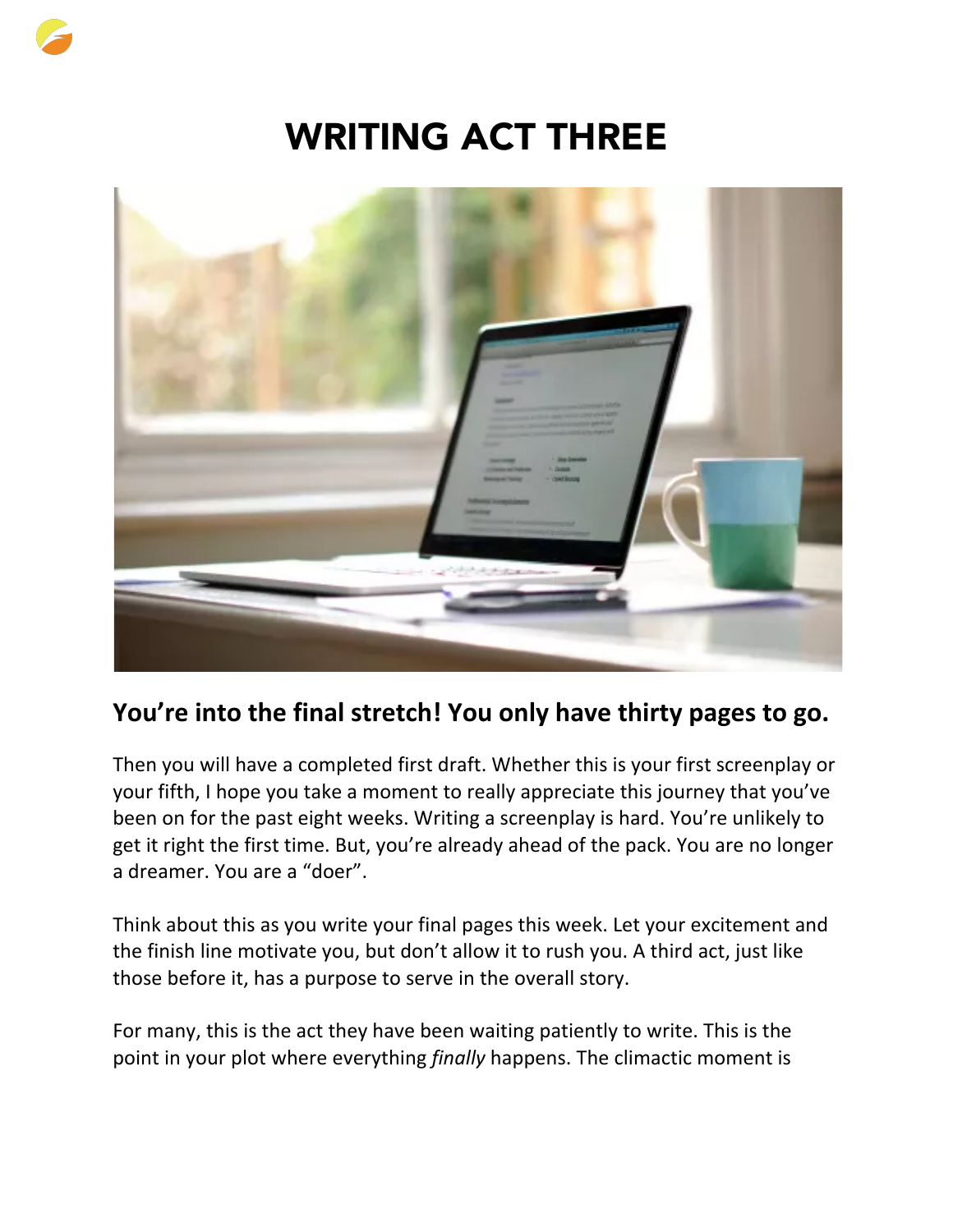# WRITING ACT THREE

## You're into the final stretch! You only have thirty pages to go.

Then you will have a completed first draft. Whether this is your first screenplay or your fifth, I hope you take a moment to really appreciate this journey that you've been on for the past eight weeks. Writing a screenplay is hard. You're unlikely to get it right the first time. But, you're already ahead of the pack. You are no longer a dreamer. You are a "doer".

Think about this as you write your final pages this week. Let your excitement and the finish line motivate you, but don't allow it to rush you. A third act, just like those before it, has a purpose to serve in the overall story.

For many, this is the act they have been waiting patiently to write. This is the point in your plot where everything *finally* happens. The climactic moment is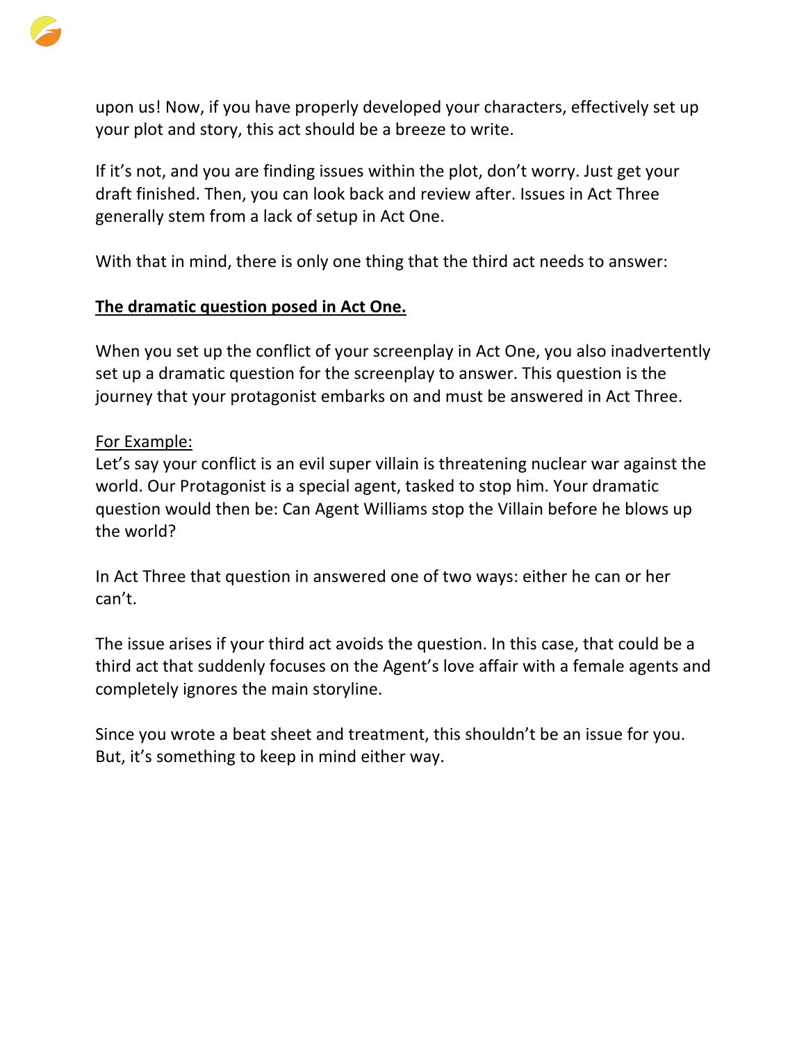upon us! Now, if you have properly developed your characters, effectively set up your plot and story, this act should be a breeze to write.

If it's not, and you are finding issues within the plot, don't worry. Just get your draft finished. Then, you can look back and review after. Issues in Act Three generally stem from a lack of setup in Act One.

With that in mind, there is only one thing that the third act needs to answer:

<u>**The dramatic question posed in Act One.**</u>

When you set up the conflict of your screenplay in Act One, you also inadvertently set up a dramatic question for the screenplay to answer. This question is the journey that your protagonist embarks on and must be answered in Act Three.

<u>For Example:</u>
Let's say your conflict is an evil super villain is threatening nuclear war against the world. Our Protagonist is a special agent, tasked to stop him. Your dramatic question would then be: Can Agent Williams stop the Villain before he blows up the world?

In Act Three that question in answered one of two ways: either he can or her can't.

The issue arises if your third act avoids the question. In this case, that could be a third act that suddenly focuses on the Agent's love affair with a female agents and completely ignores the main storyline.

Since you wrote a beat sheet and treatment, this shouldn't be an issue for you. But, it's something to keep in mind either way.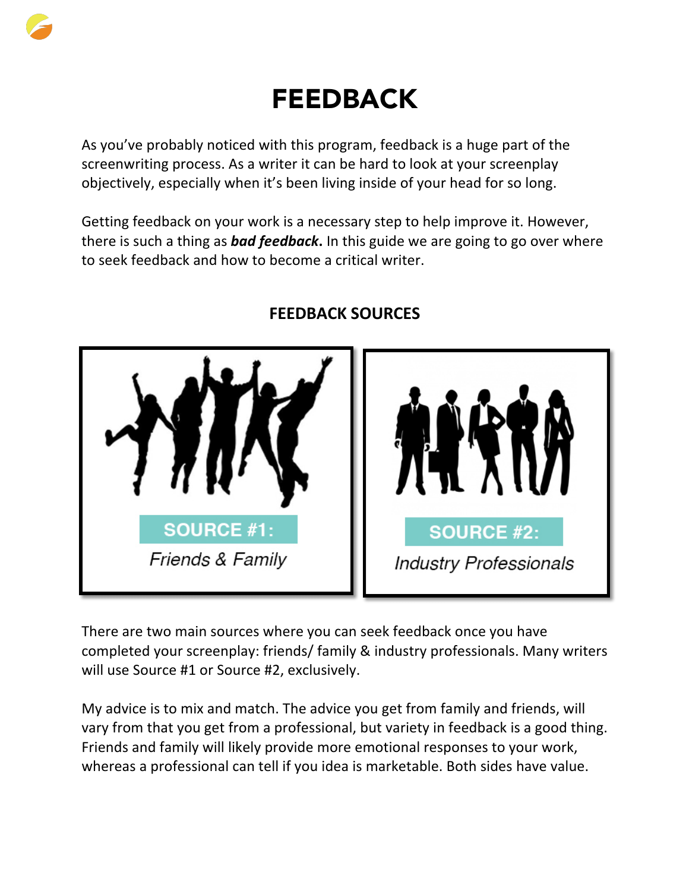# FEEDBACK

As you've probably noticed with this program, feedback is a huge part of the screenwriting process. As a writer it can be hard to look at your screenplay objectively, especially when it's been living inside of your head for so long.

Getting feedback on your work is a necessary step to help improve it. However, there is such a thing as ***bad feedback*****.** In this guide we are going to go over where to seek feedback and how to become a critical writer.

## FEEDBACK SOURCES

**SOURCE #1:**
*Friends & Family*

**SOURCE #2:**
*Industry Professionals*

There are two main sources where you can seek feedback once you have completed your screenplay: friends/ family & industry professionals. Many writers will use Source #1 or Source #2, exclusively.

My advice is to mix and match. The advice you get from family and friends, will vary from that you get from a professional, but variety in feedback is a good thing. Friends and family will likely provide more emotional responses to your work, whereas a professional can tell if you idea is marketable. Both sides have value.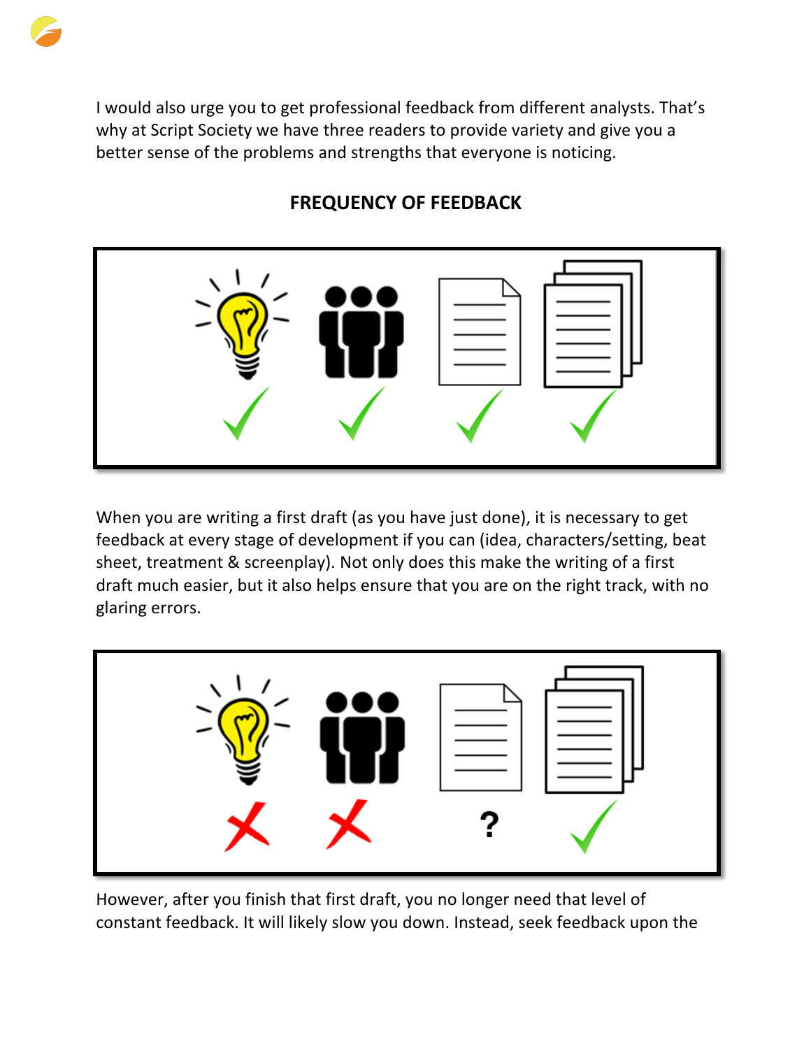I would also urge you to get professional feedback from different analysts. That's why at Script Society we have three readers to provide variety and give you a better sense of the problems and strengths that everyone is noticing.

## FREQUENCY OF FEEDBACK

When you are writing a first draft (as you have just done), it is necessary to get feedback at every stage of development if you can (idea, characters/setting, beat sheet, treatment & screenplay). Not only does this make the writing of a first draft much easier, but it also helps ensure that you are on the right track, with no glaring errors.

However, after you finish that first draft, you no longer need that level of constant feedback. It will likely slow you down. Instead, seek feedback upon the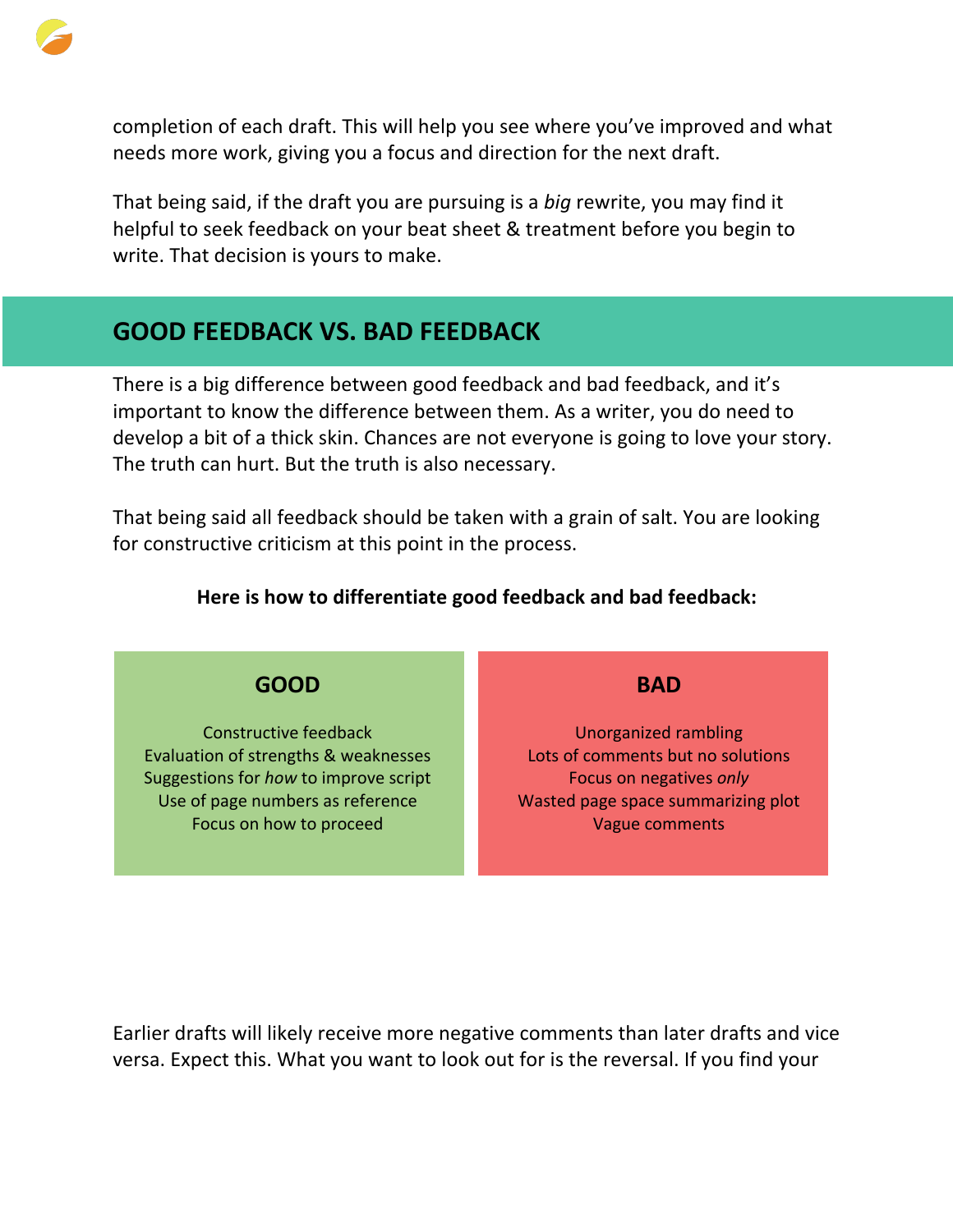completion of each draft. This will help you see where you've improved and what needs more work, giving you a focus and direction for the next draft.

That being said, if the draft you are pursuing is a *big* rewrite, you may find it helpful to seek feedback on your beat sheet & treatment before you begin to write. That decision is yours to make.

## GOOD FEEDBACK VS. BAD FEEDBACK

There is a big difference between good feedback and bad feedback, and it's important to know the difference between them. As a writer, you do need to develop a bit of a thick skin. Chances are not everyone is going to love your story. The truth can hurt. But the truth is also necessary.

That being said all feedback should be taken with a grain of salt. You are looking for constructive criticism at this point in the process.

**Here is how to differentiate good feedback and bad feedback:**

| GOOD | BAD |
| --- | --- |
| Constructive feedback | Unorganized rambling |
| Evaluation of strengths & weaknesses | Lots of comments but no solutions |
| Suggestions for *how* to improve script | Focus on negatives *only* |
| Use of page numbers as reference | Wasted page space summarizing plot |
| Focus on how to proceed | Vague comments |

Earlier drafts will likely receive more negative comments than later drafts and vice versa. Expect this. What you want to look out for is the reversal. If you find your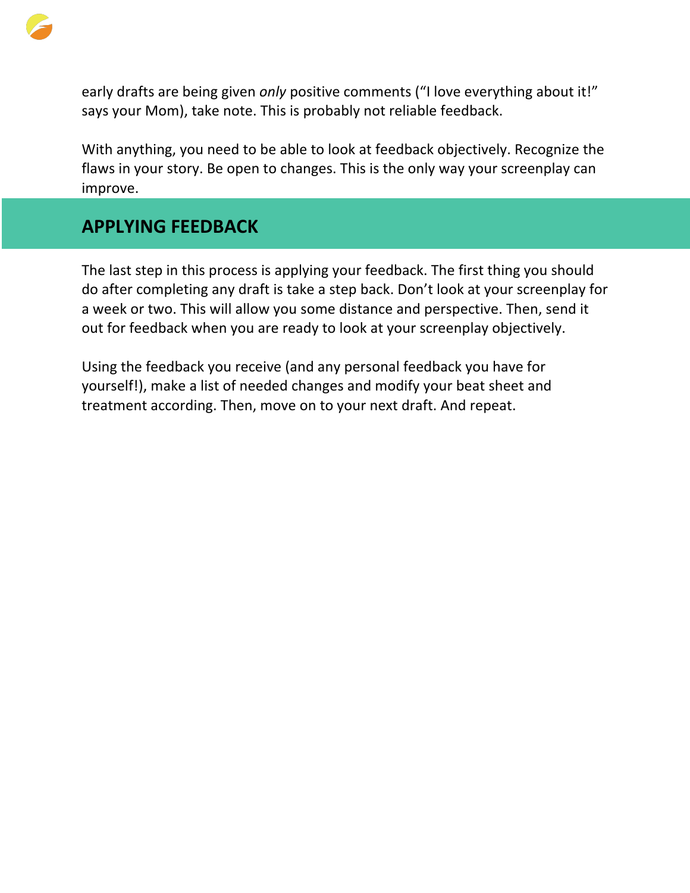early drafts are being given *only* positive comments ("I love everything about it!" says your Mom), take note. This is probably not reliable feedback.

With anything, you need to be able to look at feedback objectively. Recognize the flaws in your story. Be open to changes. This is the only way your screenplay can improve.

## APPLYING FEEDBACK

The last step in this process is applying your feedback. The first thing you should do after completing any draft is take a step back. Don't look at your screenplay for a week or two. This will allow you some distance and perspective. Then, send it out for feedback when you are ready to look at your screenplay objectively.

Using the feedback you receive (and any personal feedback you have for yourself!), make a list of needed changes and modify your beat sheet and treatment according. Then, move on to your next draft. And repeat.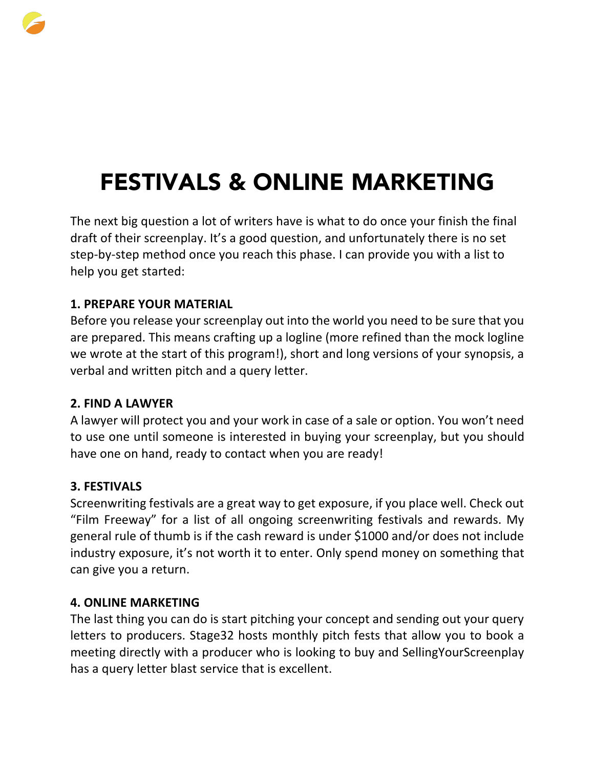# FESTIVALS & ONLINE MARKETING

The next big question a lot of writers have is what to do once your finish the final draft of their screenplay. It's a good question, and unfortunately there is no set step-by-step method once you reach this phase. I can provide you with a list to help you get started:

**1. PREPARE YOUR MATERIAL**

Before you release your screenplay out into the world you need to be sure that you are prepared. This means crafting up a logline (more refined than the mock logline we wrote at the start of this program!), short and long versions of your synopsis, a verbal and written pitch and a query letter.

**2. FIND A LAWYER**

A lawyer will protect you and your work in case of a sale or option. You won't need to use one until someone is interested in buying your screenplay, but you should have one on hand, ready to contact when you are ready!

**3. FESTIVALS**

Screenwriting festivals are a great way to get exposure, if you place well. Check out "Film Freeway" for a list of all ongoing screenwriting festivals and rewards. My general rule of thumb is if the cash reward is under $1000 and/or does not include industry exposure, it's not worth it to enter. Only spend money on something that can give you a return.

**4. ONLINE MARKETING**

The last thing you can do is start pitching your concept and sending out your query letters to producers. Stage32 hosts monthly pitch fests that allow you to book a meeting directly with a producer who is looking to buy and SellingYourScreenplay has a query letter blast service that is excellent.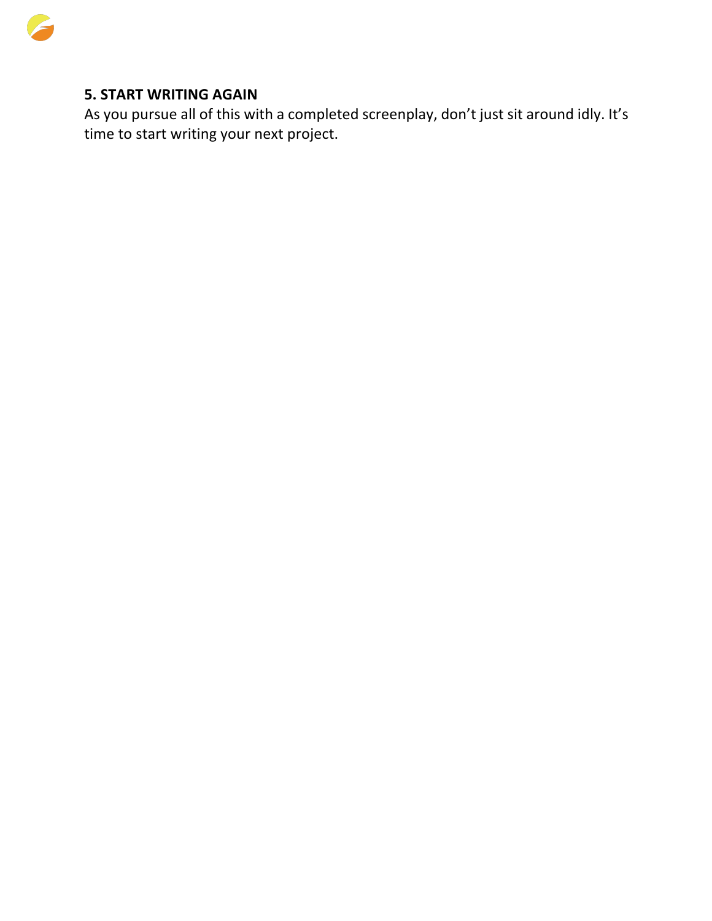### 5. START WRITING AGAIN

As you pursue all of this with a completed screenplay, don't just sit around idly. It's time to start writing your next project.